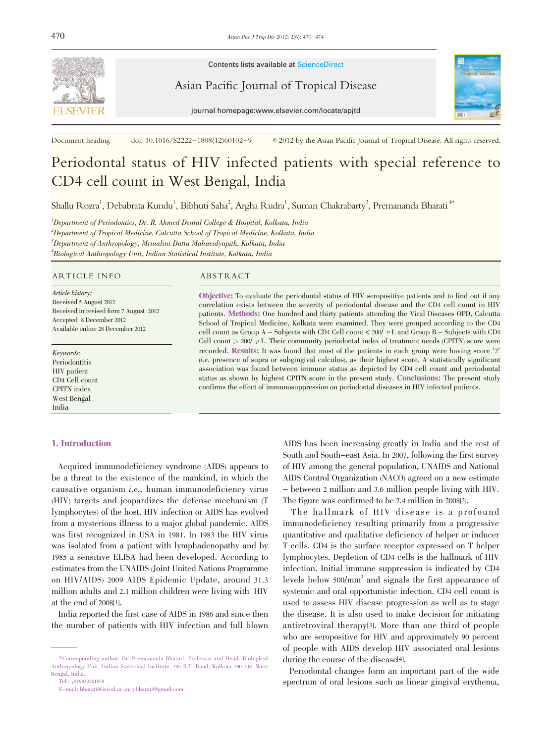Contents lists available at ScienceDirect

Asian Pacific Journal of Tropical Disease

journal homepage:www.elsevier.com/locate/apjtd

Document heading doi: 10.1016/S2222-1808(12)60102-9 © 2012 by the Asian Pacific Journal of Tropical Disease. All rights reserved.

# Periodontal status of HIV infected patients with special reference to CD4 cell count in West Bengal, India

Shallu Rozra[1], Debabrata Kundu[1], Bibhuti Saha[2], Argha Rudra[1], Suman Chakrabarty[3], Premananda Bharati[4]*

[1]*Department of Periodontics, Dr. R. Ahmed Dental College & Hospital, Kolkata, India*

[2]*Department of Tropical Medicine, Calcutta School of Tropical Medicine, Kolkata, India*

[3]*Department of Anthropology, Mrinalini Datta Mahavidyapith, Kolkata, India*

[4]*Biological Anthropology Unit, Indian Statistical Institute, Kolkata, India*

## ARTICLE INFO

*Article history:*
Received 5 August 2012
Received in revised form 7 August 2012
Accepted 8 December 2012
Available online 28 December 2012

*Keywords:*
Periodontitis
HIV patient
CD4 Cell count
CPITN index
West Bengal
India

## ABSTRACT

**Objective:** To evaluate the periodontal status of HIV seropositive patients and to find out if any correlation exists between the severity of periodontal disease and the CD4 cell count in HIV patients. **Methods:** One hundred and thirty patients attending the Viral Diseases OPD, Calcutta School of Tropical Medicine, Kolkata were examined. They were grouped according to the CD4 cell count as Group A – Subjects with CD4 Cell count < 200/ $\mu$L and Group B – Subjects with CD4 Cell count $\geq$ 200/ $\mu$L. Their community periodontal index of treatment needs (CPITN) score were recorded. **Results:** It was found that most of the patients in each group were having score '2' (*i.e.* presence of supra or subgingival calculus), as their highest score. A statistically significant association was found between immune status as depicted by CD4 cell count and periodontal status as shown by highest CPITN score in the present study. **Conclusions:** The present study confirms the effect of immunosuppression on periodontal diseases in HIV infected patients.

## 1. Introduction

Acquired immunodeficiency syndrome (AIDS) appears to be a threat to the existence of the mankind, in which the causative organism *i.e.*, human immunodeficiency virus (HIV) targets and jeopardizes the defense mechanism (T lymphocytes) of the host. HIV infection or AIDS has evolved from a mysterious illness to a major global pandemic. AIDS was first recognized in USA in 1981. In 1983 the HIV virus was isolated from a patient with lymphadenopathy and by 1985 a sensitive ELISA had been developed. According to estimates from the UNAIDS (Joint United Nations Programme on HIV/AIDS) 2009 AIDS Epidemic Update, around 31.3 million adults and 2.1 million children were living with HIV at the end of 2008[1].

India reported the first case of AIDS in 1986 and since then the number of patients with HIV infection and full blown AIDS has been increasing greatly in India and the rest of South and South-east Asia. In 2007, following the first survey of HIV among the general population, UNAIDS and National AIDS Control Organization (NACO) agreed on a new estimate – between 2 million and 3.6 million people living with HIV. The figure was confirmed to be 2.4 million in 2008[2].

The hallmark of HIV disease is a profound immunodeficiency resulting primarily from a progressive quantitative and qualitative deficiency of helper or inducer T cells. CD4 is the surface receptor expressed on T helper lymphocytes. Depletion of CD4 cells is the hallmark of HIV infection. Initial immune suppression is indicated by CD4 levels below 500/mm$^3$ and signals the first appearance of systemic and oral opportunistic infection. CD4 cell count is used to assess HIV disease progression as well as to stage the disease. It is also used to make decision for initiating antiretroviral therapy[3]. More than one third of people who are seropositive for HIV and approximately 90 percent of people with AIDS develop HIV associated oral lesions during the course of the disease[4].

Periodontal changes form an important part of the wide spectrum of oral lesions such as linear gingival erythema,

*Corresponding author: Dr. Premananda Bharati, Professor and Head, Biological Anthropology Unit, Indian Statistical Institute, 203 B.T. Road, Kolkata 700 108, West Bengal, India.
Tel.: +919830261859
E-mail: bharati@isical.ac.in; pbharati@gmail.com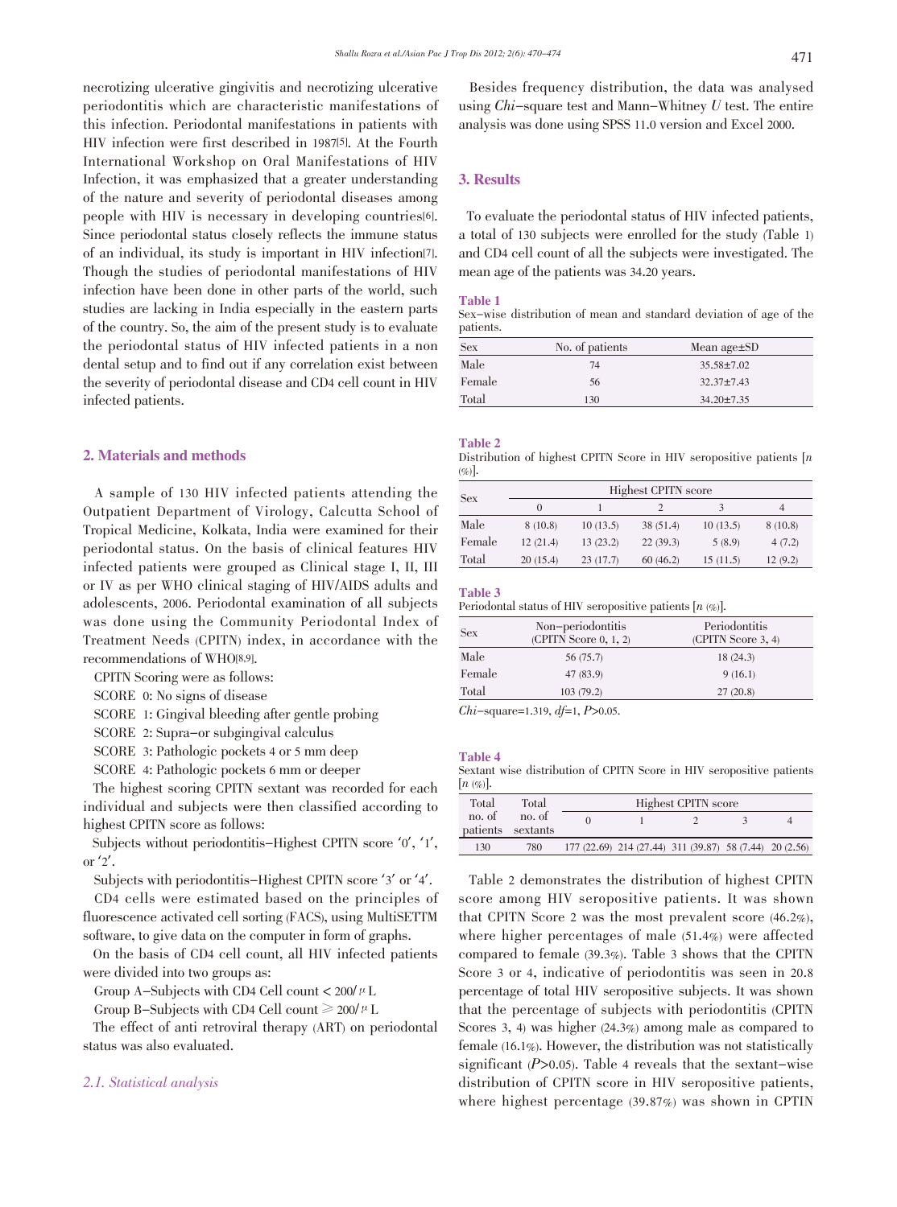necrotizing ulcerative gingivitis and necrotizing ulcerative periodontitis which are characteristic manifestations of this infection. Periodontal manifestations in patients with HIV infection were first described in 1987[5]. At the Fourth International Workshop on Oral Manifestations of HIV Infection, it was emphasized that a greater understanding of the nature and severity of periodontal diseases among people with HIV is necessary in developing countries[6]. Since periodontal status closely reflects the immune status of an individual, its study is important in HIV infection[7]. Though the studies of periodontal manifestations of HIV infection have been done in other parts of the world, such studies are lacking in India especially in the eastern parts of the country. So, the aim of the present study is to evaluate the periodontal status of HIV infected patients in a non dental setup and to find out if any correlation exist between the severity of periodontal disease and CD4 cell count in HIV infected patients.

## 2. Materials and methods

A sample of 130 HIV infected patients attending the Outpatient Department of Virology, Calcutta School of Tropical Medicine, Kolkata, India were examined for their periodontal status. On the basis of clinical features HIV infected patients were grouped as Clinical stage I, II, III or IV as per WHO clinical staging of HIV/AIDS adults and adolescents, 2006. Periodontal examination of all subjects was done using the Community Periodontal Index of Treatment Needs (CPITN) index, in accordance with the recommendations of WHO[8,9].

CPITN Scoring were as follows:

SCORE 0: No signs of disease

SCORE 1: Gingival bleeding after gentle probing

SCORE 2: Supra–or subgingival calculus

SCORE 3: Pathologic pockets 4 or 5 mm deep

SCORE 4: Pathologic pockets 6 mm or deeper

The highest scoring CPITN sextant was recorded for each individual and subjects were then classified according to highest CPITN score as follows:

Subjects without periodontitis–Highest CPITN score '0', '1', or '2'.

Subjects with periodontitis–Highest CPITN score '3' or '4'.

CD4 cells were estimated based on the principles of fluorescence activated cell sorting (FACS), using MultiSETTM software, to give data on the computer in form of graphs.

On the basis of CD4 cell count, all HIV infected patients were divided into two groups as:

Group A–Subjects with CD4 Cell count < 200/$\mu$L

Group B–Subjects with CD4 Cell count $\geqslant$ 200/$\mu$L

The effect of anti retroviral therapy (ART) on periodontal status was also evaluated.

### 2.1. Statistical analysis

Besides frequency distribution, the data was analysed using *Chi*–square test and Mann–Whitney *U* test. The entire analysis was done using SPSS 11.0 version and Excel 2000.

## 3. Results

To evaluate the periodontal status of HIV infected patients, a total of 130 subjects were enrolled for the study (Table 1) and CD4 cell count of all the subjects were investigated. The mean age of the patients was 34.20 years.

**Table 1**
Sex–wise distribution of mean and standard deviation of age of the patients.

| Sex | No. of patients | Mean age±SD |
|---|---|---|
| Male | 74 | 35.58±7.02 |
| Female | 56 | 32.37±7.43 |
| Total | 130 | 34.20±7.35 |

**Table 2**
Distribution of highest CPITN Score in HIV seropositive patients [*n* (%)].

| Sex | Highest CPITN score | | | | |
|---|---|---|---|---|---|
| | 0 | 1 | 2 | 3 | 4 |
| Male | 8 (10.8) | 10 (13.5) | 38 (51.4) | 10 (13.5) | 8 (10.8) |
| Female | 12 (21.4) | 13 (23.2) | 22 (39.3) | 5 (8.9) | 4 (7.2) |
| Total | 20 (15.4) | 23 (17.7) | 60 (46.2) | 15 (11.5) | 12 (9.2) |

**Table 3**
Periodontal status of HIV seropositive patients [*n* (%)].

| Sex | Non–periodontitis (CPITN Score 0, 1, 2) | Periodontitis (CPITN Score 3, 4) |
|---|---|---|
| Male | 56 (75.7) | 18 (24.3) |
| Female | 47 (83.9) | 9 (16.1) |
| Total | 103 (79.2) | 27 (20.8) |

*Chi*–square=1.319, *df*=1, *P*>0.05.

**Table 4**
Sextant wise distribution of CPITN Score in HIV seropositive patients [*n* (%)].

| Total no. of patients | Total no. of sextants | Highest CPITN score | | | | |
|---|---|---|---|---|---|---|
| | | 0 | 1 | 2 | 3 | 4 |
| 130 | 780 | 177 (22.69) | 214 (27.44) | 311 (39.87) | 58 (7.44) | 20 (2.56) |

Table 2 demonstrates the distribution of highest CPITN score among HIV seropositive patients. It was shown that CPITN Score 2 was the most prevalent score (46.2%), where higher percentages of male (51.4%) were affected compared to female (39.3%). Table 3 shows that the CPITN Score 3 or 4, indicative of periodontitis was seen in 20.8 percentage of total HIV seropositive subjects. It was shown that the percentage of subjects with periodontitis (CPITN Scores 3, 4) was higher (24.3%) among male as compared to female (16.1%). However, the distribution was not statistically significant (*P*>0.05). Table 4 reveals that the sextant–wise distribution of CPITN score in HIV seropositive patients, where highest percentage (39.87%) was shown in CPITN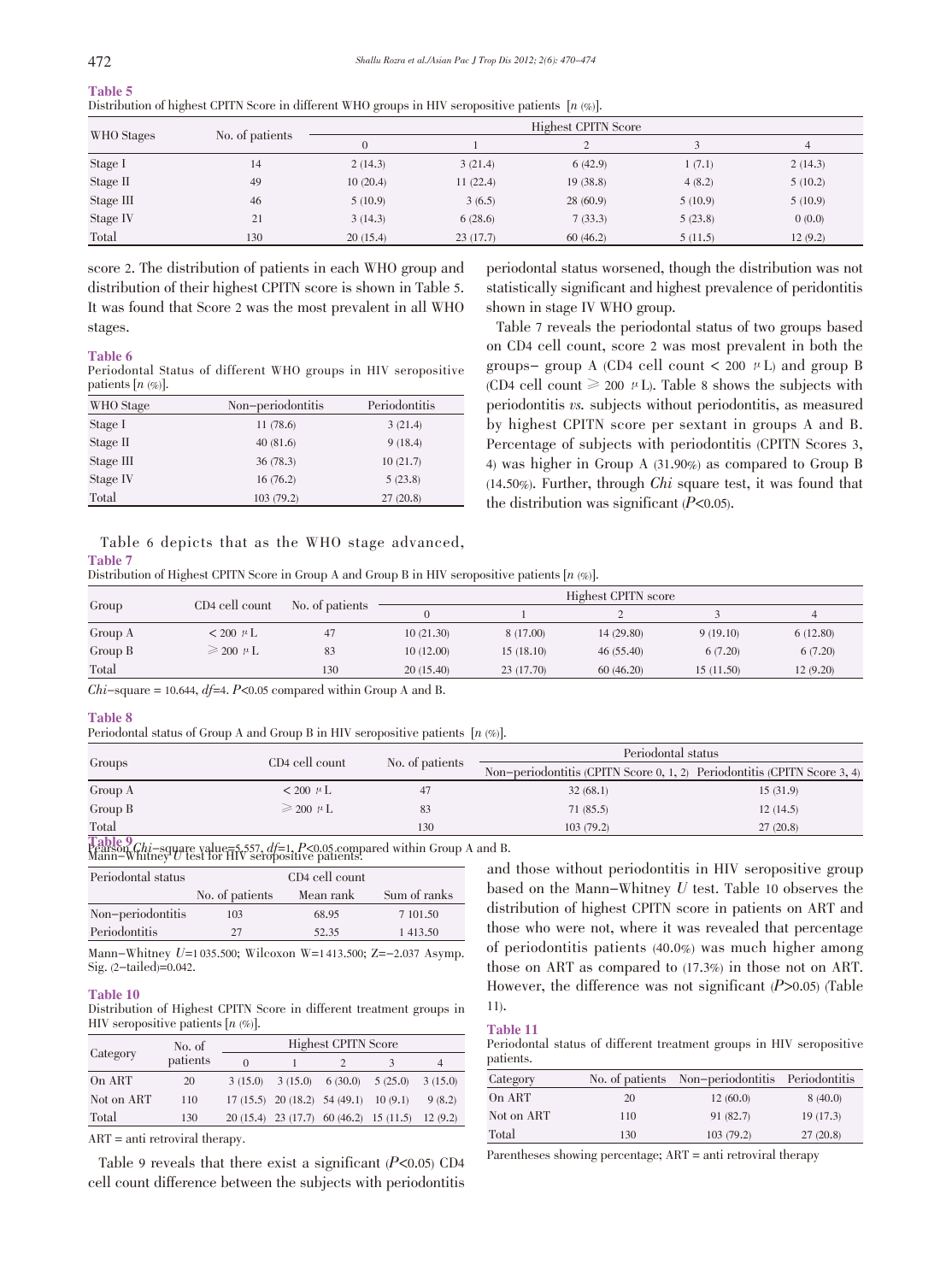**Table 5**
Distribution of highest CPITN Score in different WHO groups in HIV seropositive patients [n (%)].

| WHO Stages | No. of patients | Highest CPITN Score | | | | |
|---|---|---|---|---|---|---|
| | | 0 | 1 | 2 | 3 | 4 |
| Stage I | 14 | 2 (14.3) | 3 (21.4) | 6 (42.9) | 1 (7.1) | 2 (14.3) |
| Stage II | 49 | 10 (20.4) | 11 (22.4) | 19 (38.8) | 4 (8.2) | 5 (10.2) |
| Stage III | 46 | 5 (10.9) | 3 (6.5) | 28 (60.9) | 5 (10.9) | 5 (10.9) |
| Stage IV | 21 | 3 (14.3) | 6 (28.6) | 7 (33.3) | 5 (23.8) | 0 (0.0) |
| Total | 130 | 20 (15.4) | 23 (17.7) | 60 (46.2) | 5 (11.5) | 12 (9.2) |

score 2. The distribution of patients in each WHO group and distribution of their highest CPITN score is shown in Table 5. It was found that Score 2 was the most prevalent in all WHO stages.

**Table 6**
Periodontal Status of different WHO groups in HIV seropositive patients [n (%)].

| WHO Stage | Non-periodontitis | Periodontitis |
|---|---|---|
| Stage I | 11 (78.6) | 3 (21.4) |
| Stage II | 40 (81.6) | 9 (18.4) |
| Stage III | 36 (78.3) | 10 (21.7) |
| Stage IV | 16 (76.2) | 5 (23.8) |
| Total | 103 (79.2) | 27 (20.8) |

Table 6 depicts that as the WHO stage advanced, periodontal status worsened, though the distribution was not statistically significant and highest prevalence of peridontitis shown in stage IV WHO group.

Table 7 reveals the periodontal status of two groups based on CD4 cell count, score 2 was most prevalent in both the groups- group A (CD4 cell count < 200 μL) and group B (CD4 cell count ≥ 200 μL). Table 8 shows the subjects with periodontitis *vs.* subjects without periodontitis, as measured by highest CPITN score per sextant in groups A and B. Percentage of subjects with periodontitis (CPITN Scores 3, 4) was higher in Group A (31.90%) as compared to Group B (14.50%). Further, through *Chi* square test, it was found that the distribution was significant ($P$<0.05).

**Table 7**
Distribution of Highest CPITN Score in Group A and Group B in HIV seropositive patients [n (%)].

| Group | CD4 cell count | No. of patients | Highest CPITN score | | | | |
|---|---|---|---|---|---|---|---|
| | | | 0 | 1 | 2 | 3 | 4 |
| Group A | < 200 μL | 47 | 10 (21.30) | 8 (17.00) | 14 (29.80) | 9 (19.10) | 6 (12.80) |
| Group B | ≥ 200 μL | 83 | 10 (12.00) | 15 (18.10) | 46 (55.40) | 6 (7.20) | 6 (7.20) |
| Total | | 130 | 20 (15.40) | 23 (17.70) | 60 (46.20) | 15 (11.50) | 12 (9.20) |

*Chi*-square = 10.644, $df$=4. $P$<0.05 compared within Group A and B.

**Table 8**
Periodontal status of Group A and Group B in HIV seropositive patients [n (%)].

| Groups | CD4 cell count | No. of patients | Periodontal status | |
|---|---|---|---|---|
| | | | Non-periodontitis (CPITN Score 0, 1, 2) | Periodontitis (CPITN Score 3, 4) |
| Group A | < 200 μL | 47 | 32 (68.1) | 15 (31.9) |
| Group B | ≥ 200 μL | 83 | 71 (85.5) | 12 (14.5) |
| Total | | 130 | 103 (79.2) | 27 (20.8) |

Pearson *Chi*-square value=5.557, $df$=1, $P$<0.05 compared within Group A and B.

**Table 9**
Mann-Whitney $U$ test for HIV seropositive patients.

| Periodontal status | CD4 cell count | | |
|---|---|---|---|
| | No. of patients | Mean rank | Sum of ranks |
| Non-periodontitis | 103 | 68.95 | 7 101.50 |
| Periodontitis | 27 | 52.35 | 1 413.50 |

Mann-Whitney $U$=1 035.500; Wilcoxon W=1 413.500; Z=-2.037 Asymp. Sig. (2-tailed)=0.042.

**Table 10**
Distribution of Highest CPITN Score in different treatment groups in HIV seropositive patients [n (%)].

| Category | No. of patients | Highest CPITN Score | | | | |
|---|---|---|---|---|---|---|
| | | 0 | 1 | 2 | 3 | 4 |
| On ART | 20 | 3 (15.0) | 3 (15.0) | 6 (30.0) | 5 (25.0) | 3 (15.0) |
| Not on ART | 110 | 17 (15.5) | 20 (18.2) | 54 (49.1) | 10 (9.1) | 9 (8.2) |
| Total | 130 | 20 (15.4) | 23 (17.7) | 60 (46.2) | 15 (11.5) | 12 (9.2) |

ART = anti retroviral therapy.

Table 9 reveals that there exist a significant ($P$<0.05) CD4 cell count difference between the subjects with periodontitis and those without periodontitis in HIV seropositive group based on the Mann-Whitney $U$ test. Table 10 observes the distribution of highest CPITN score in patients on ART and those who were not, where it was revealed that percentage of periodontitis patients (40.0%) was much higher among those on ART as compared to (17.3%) in those not on ART. However, the difference was not significant ($P$>0.05) (Table 11).

**Table 11**
Periodontal status of different treatment groups in HIV seropositive patients.

| Category | No. of patients | Non-periodontitis | Periodontitis |
|---|---|---|---|
| On ART | 20 | 12 (60.0) | 8 (40.0) |
| Not on ART | 110 | 91 (82.7) | 19 (17.3) |
| Total | 130 | 103 (79.2) | 27 (20.8) |

Parentheses showing percentage; ART = anti retroviral therapy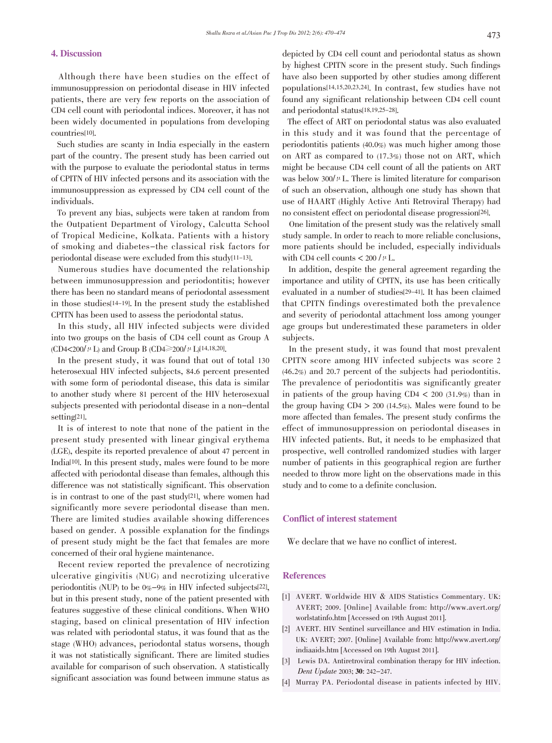## 4. Discussion

Although there have been studies on the effect of immunosuppression on periodontal disease in HIV infected patients, there are very few reports on the association of CD4 cell count with periodontal indices. Moreover, it has not been widely documented in populations from developing countries[10].

Such studies are scanty in India especially in the eastern part of the country. The present study has been carried out with the purpose to evaluate the periodontal status in terms of CPITN of HIV infected persons and its association with the immunosuppression as expressed by CD4 cell count of the individuals.

To prevent any bias, subjects were taken at random from the Outpatient Department of Virology, Calcutta School of Tropical Medicine, Kolkata. Patients with a history of smoking and diabetes–the classical risk factors for periodontal disease were excluded from this study[11-13].

Numerous studies have documented the relationship between immunosuppression and periodontitis; however there has been no standard means of periodontal assessment in those studies[14-19]. In the present study the established CPITN has been used to assess the periodontal status.

In this study, all HIV infected subjects were divided into two groups on the basis of CD4 cell count as Group A (CD4<200/μL) and Group B (CD4≥200/μL)[14,18,20].

In the present study, it was found that out of total 130 heterosexual HIV infected subjects, 84.6 percent presented with some form of periodontal disease, this data is similar to another study where 81 percent of the HIV heterosexual subjects presented with periodontal disease in a non–dental setting[21].

It is of interest to note that none of the patient in the present study presented with linear gingival erythema (LGE), despite its reported prevalence of about 47 percent in India[10]. In this present study, males were found to be more affected with periodontal disease than females, although this difference was not statistically significant. This observation is in contrast to one of the past study[21], where women had significantly more severe periodontal disease than men. There are limited studies available showing differences based on gender. A possible explanation for the findings of present study might be the fact that females are more concerned of their oral hygiene maintenance.

Recent review reported the prevalence of necrotizing ulcerative gingivitis (NUG) and necrotizing ulcerative periodontitis (NUP) to be 0%–9% in HIV infected subjects[22], but in this present study, none of the patient presented with features suggestive of these clinical conditions. When WHO staging, based on clinical presentation of HIV infection was related with periodontal status, it was found that as the stage (WHO) advances, periodontal status worsens, though it was not statistically significant. There are limited studies available for comparison of such observation. A statistically significant association was found between immune status as depicted by CD4 cell count and periodontal status as shown by highest CPITN score in the present study. Such findings have also been supported by other studies among different populations[14,15,20,23,24]. In contrast, few studies have not found any significant relationship between CD4 cell count and periodontal status[18,19,25-28].

The effect of ART on periodontal status was also evaluated in this study and it was found that the percentage of periodontitis patients (40.0%) was much higher among those on ART as compared to (17.3%) those not on ART, which might be because CD4 cell count of all the patients on ART was below 300/μL. There is limited literature for comparison of such an observation, although one study has shown that use of HAART (Highly Active Anti Retroviral Therapy) had no consistent effect on periodontal disease progression[26].

One limitation of the present study was the relatively small study sample. In order to reach to more reliable conclusions, more patients should be included, especially individuals with CD4 cell counts < 200 /μL.

In addition, despite the general agreement regarding the importance and utility of CPITN, its use has been critically evaluated in a number of studies[29-41]. It has been claimed that CPITN findings overestimated both the prevalence and severity of periodontal attachment loss among younger age groups but underestimated these parameters in older subjects.

In the present study, it was found that most prevalent CPITN score among HIV infected subjects was score 2 (46.2%) and 20.7 percent of the subjects had periodontitis. The prevalence of periodontitis was significantly greater in patients of the group having CD4 < 200 (31.9%) than in the group having CD4 > 200 (14.5%). Males were found to be more affected than females. The present study confirms the effect of immunosuppression on periodontal diseases in HIV infected patients. But, it needs to be emphasized that prospective, well controlled randomized studies with larger number of patients in this geographical region are further needed to throw more light on the observations made in this study and to come to a definite conclusion.

## Conflict of interest statement

We declare that we have no conflict of interest.

## References

[1] AVERT. Worldwide HIV & AIDS Statistics Commentary. UK: AVERT; 2009. [Online] Available from: http://www.avert.org/worlstatinfo.htm [Accessed on 19th August 2011].

[2] AVERT. HIV Sentinel surveillance and HIV estimation in India. UK: AVERT; 2007. [Online] Available from: http://www.avert.org/indiaaids.htm [Accessed on 19th August 2011].

[3] Lewis DA. Antiretroviral combination therapy for HIV infection. *Dent Update* 2003; **30**: 242–247.

[4] Murray PA. Periodontal disease in patients infected by HIV.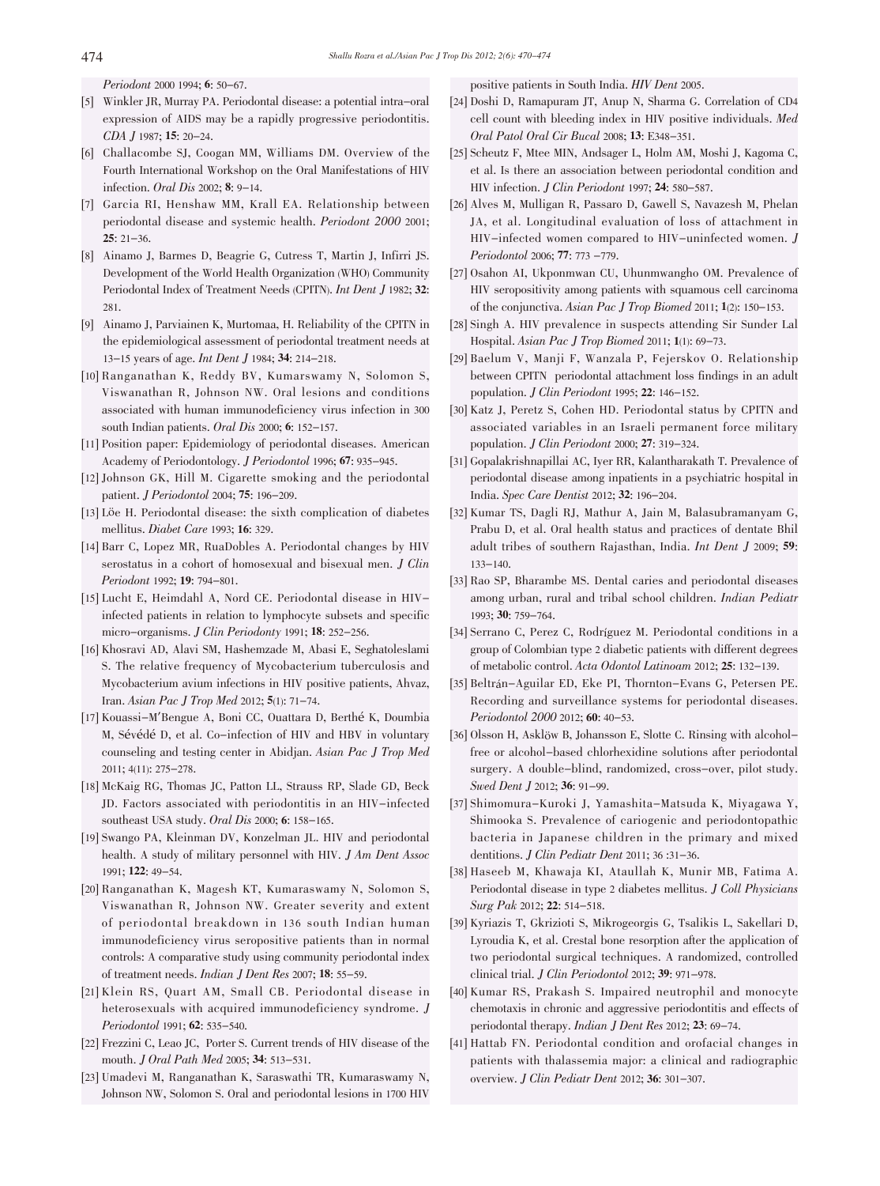*Periodont 2000* 1994; **6**: 50–67.

[5] Winkler JR, Murray PA. Periodontal disease: a potential intra–oral expression of AIDS may be a rapidly progressive periodontitis. *CDA J* 1987; **15**: 20–24.

[6] Challacombe SJ, Coogan MM, Williams DM. Overview of the Fourth International Workshop on the Oral Manifestations of HIV infection. *Oral Dis* 2002; **8**: 9–14.

[7] Garcia RI, Henshaw MM, Krall EA. Relationship between periodontal disease and systemic health. *Periodont 2000* 2001; **25**: 21–36.

[8] Ainamo J, Barmes D, Beagrie G, Cutress T, Martin J, Infirri JS. Development of the World Health Organization (WHO) Community Periodontal Index of Treatment Needs (CPITN). *Int Dent J* 1982; **32**: 281.

[9] Ainamo J, Parviainen K, Murtomaa, H. Reliability of the CPITN in the epidemiological assessment of periodontal treatment needs at 13–15 years of age. *Int Dent J* 1984; **34**: 214–218.

[10] Ranganathan K, Reddy BV, Kumarswamy N, Solomon S, Viswanathan R, Johnson NW. Oral lesions and conditions associated with human immunodeficiency virus infection in 300 south Indian patients. *Oral Dis* 2000; **6**: 152–157.

[11] Position paper: Epidemiology of periodontal diseases. American Academy of Periodontology. *J Periodontol* 1996; **67**: 935–945.

[12] Johnson GK, Hill M. Cigarette smoking and the periodontal patient. *J Periodontol* 2004; **75**: 196–209.

[13] Löe H. Periodontal disease: the sixth complication of diabetes mellitus. *Diabet Care* 1993; **16**: 329.

[14] Barr C, Lopez MR, RuaDobles A. Periodontal changes by HIV serostatus in a cohort of homosexual and bisexual men. *J Clin Periodont* 1992; **19**: 794–801.

[15] Lucht E, Heimdahl A, Nord CE. Periodontal disease in HIV–infected patients in relation to lymphocyte subsets and specific micro–organisms. *J Clin Periodonty* 1991; **18**: 252–256.

[16] Khosravi AD, Alavi SM, Hashemzade M, Abasi E, Seghatoleslami S. The relative frequency of Mycobacterium tuberculosis and Mycobacterium avium infections in HIV positive patients, Ahvaz, Iran. *Asian Pac J Trop Med* 2012; **5**(1): 71–74.

[17] Kouassi–M'Bengue A, Boni CC, Ouattara D, Berthé K, Doumbia M, Sévédé D, et al. Co–infection of HIV and HBV in voluntary counseling and testing center in Abidjan. *Asian Pac J Trop Med* 2011; 4(11): 275–278.

[18] McKaig RG, Thomas JC, Patton LL, Strauss RP, Slade GD, Beck JD. Factors associated with periodontitis in an HIV–infected southeast USA study. *Oral Dis* 2000; **6**: 158–165.

[19] Swango PA, Kleinman DV, Konzelman JL. HIV and periodontal health. A study of military personnel with HIV. *J Am Dent Assoc* 1991; **122**: 49–54.

[20] Ranganathan K, Magesh KT, Kumaraswamy N, Solomon S, Viswanathan R, Johnson NW. Greater severity and extent of periodontal breakdown in 136 south Indian human immunodeficiency virus seropositive patients than in normal controls: A comparative study using community periodontal index of treatment needs. *Indian J Dent Res* 2007; **18**: 55–59.

[21] Klein RS, Quart AM, Small CB. Periodontal disease in heterosexuals with acquired immunodeficiency syndrome. *J Periodontol* 1991; **62**: 535–540.

[22] Frezzini C, Leao JC, Porter S. Current trends of HIV disease of the mouth. *J Oral Path Med* 2005; **34**: 513–531.

[23] Umadevi M, Ranganathan K, Saraswathi TR, Kumaraswamy N, Johnson NW, Solomon S. Oral and periodontal lesions in 1700 HIV positive patients in South India. *HIV Dent* 2005.

[24] Doshi D, Ramapuram JT, Anup N, Sharma G. Correlation of CD4 cell count with bleeding index in HIV positive individuals. *Med Oral Patol Oral Cir Bucal* 2008; **13**: E348–351.

[25] Scheutz F, Mtee MIN, Andsager L, Holm AM, Moshi J, Kagoma C, et al. Is there an association between periodontal condition and HIV infection. *J Clin Periodont* 1997; **24**: 580–587.

[26] Alves M, Mulligan R, Passaro D, Gawell S, Navazesh M, Phelan JA, et al. Longitudinal evaluation of loss of attachment in HIV–infected women compared to HIV–uninfected women. *J Periodontol* 2006; **77**: 773 –779.

[27] Osahon AI, Ukponmwan CU, Uhunmwangho OM. Prevalence of HIV seropositivity among patients with squamous cell carcinoma of the conjunctiva. *Asian Pac J Trop Biomed* 2011; **1**(2): 150–153.

[28] Singh A. HIV prevalence in suspects attending Sir Sunder Lal Hospital. *Asian Pac J Trop Biomed* 2011; **1**(1): 69–73.

[29] Baelum V, Manji F, Wanzala P, Fejerskov O. Relationship between CPITN periodontal attachment loss findings in an adult population. *J Clin Periodont* 1995; **22**: 146–152.

[30] Katz J, Peretz S, Cohen HD. Periodontal status by CPITN and associated variables in an Israeli permanent force military population. *J Clin Periodont* 2000; **27**: 319–324.

[31] Gopalakrishnapillai AC, Iyer RR, Kalantharakath T. Prevalence of periodontal disease among inpatients in a psychiatric hospital in India. *Spec Care Dentist* 2012; **32**: 196–204.

[32] Kumar TS, Dagli RJ, Mathur A, Jain M, Balasubramanyam G, Prabu D, et al. Oral health status and practices of dentate Bhil adult tribes of southern Rajasthan, India. *Int Dent J* 2009; **59**: 133–140.

[33] Rao SP, Bharambe MS. Dental caries and periodontal diseases among urban, rural and tribal school children. *Indian Pediatr* 1993; **30**: 759–764.

[34] Serrano C, Perez C, Rodríguez M. Periodontal conditions in a group of Colombian type 2 diabetic patients with different degrees of metabolic control. *Acta Odontol Latinoam* 2012; **25**: 132–139.

[35] Beltrán–Aguilar ED, Eke PI, Thornton–Evans G, Petersen PE. Recording and surveillance systems for periodontal diseases. *Periodontol 2000* 2012; **60**: 40–53.

[36] Olsson H, Asklöw B, Johansson E, Slotte C. Rinsing with alcohol–free or alcohol–based chlorhexidine solutions after periodontal surgery. A double–blind, randomized, cross–over, pilot study. *Swed Dent J* 2012; **36**: 91–99.

[37] Shimomura–Kuroki J, Yamashita–Matsuda K, Miyagawa Y, Shimooka S. Prevalence of cariogenic and periodontopathic bacteria in Japanese children in the primary and mixed dentitions. *J Clin Pediatr Dent* 2011; 36 :31–36.

[38] Haseeb M, Khawaja KI, Ataullah K, Munir MB, Fatima A. Periodontal disease in type 2 diabetes mellitus. *J Coll Physicians Surg Pak* 2012; **22**: 514–518.

[39] Kyriazis T, Gkrizioti S, Mikrogeorgis G, Tsalikis L, Sakellari D, Lyroudia K, et al. Crestal bone resorption after the application of two periodontal surgical techniques. A randomized, controlled clinical trial. *J Clin Periodontol* 2012; **39**: 971–978.

[40] Kumar RS, Prakash S. Impaired neutrophil and monocyte chemotaxis in chronic and aggressive periodontitis and effects of periodontal therapy. *Indian J Dent Res* 2012; **23**: 69–74.

[41] Hattab FN. Periodontal condition and orofacial changes in patients with thalassemia major: a clinical and radiographic overview. *J Clin Pediatr Dent* 2012; **36**: 301–307.